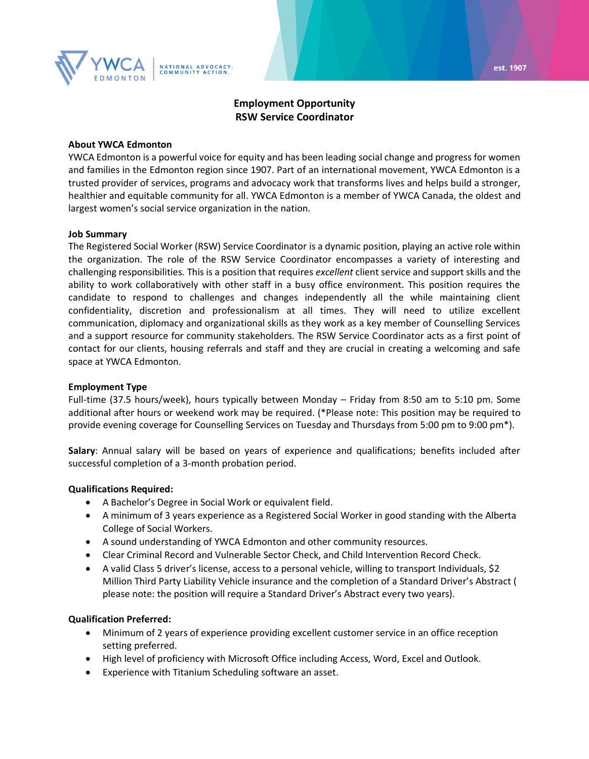# Employment Opportunity
# RSW Service Coordinator

**About YWCA Edmonton**

YWCA Edmonton is a powerful voice for equity and has been leading social change and progress for women and families in the Edmonton region since 1907. Part of an international movement, YWCA Edmonton is a trusted provider of services, programs and advocacy work that transforms lives and helps build a stronger, healthier and equitable community for all. YWCA Edmonton is a member of YWCA Canada, the oldest and largest women's social service organization in the nation.

**Job Summary**

The Registered Social Worker (RSW) Service Coordinator is a dynamic position, playing an active role within the organization. The role of the RSW Service Coordinator encompasses a variety of interesting and challenging responsibilities. This is a position that requires *excellent* client service and support skills and the ability to work collaboratively with other staff in a busy office environment. This position requires the candidate to respond to challenges and changes independently all the while maintaining client confidentiality, discretion and professionalism at all times. They will need to utilize excellent communication, diplomacy and organizational skills as they work as a key member of Counselling Services and a support resource for community stakeholders. The RSW Service Coordinator acts as a first point of contact for our clients, housing referrals and staff and they are crucial in creating a welcoming and safe space at YWCA Edmonton.

**Employment Type**

Full-time (37.5 hours/week), hours typically between Monday – Friday from 8:50 am to 5:10 pm. Some additional after hours or weekend work may be required. (*Please note: This position may be required to provide evening coverage for Counselling Services on Tuesday and Thursdays from 5:00 pm to 9:00 pm*).

**Salary**: Annual salary will be based on years of experience and qualifications; benefits included after successful completion of a 3-month probation period.

**Qualifications Required:**

- A Bachelor's Degree in Social Work or equivalent field.
- A minimum of 3 years experience as a Registered Social Worker in good standing with the Alberta College of Social Workers.
- A sound understanding of YWCA Edmonton and other community resources.
- Clear Criminal Record and Vulnerable Sector Check, and Child Intervention Record Check.
- A valid Class 5 driver's license, access to a personal vehicle, willing to transport Individuals, $2 Million Third Party Liability Vehicle insurance and the completion of a Standard Driver's Abstract ( please note: the position will require a Standard Driver's Abstract every two years).

**Qualification Preferred:**

- Minimum of 2 years of experience providing excellent customer service in an office reception setting preferred.
- High level of proficiency with Microsoft Office including Access, Word, Excel and Outlook.
- Experience with Titanium Scheduling software an asset.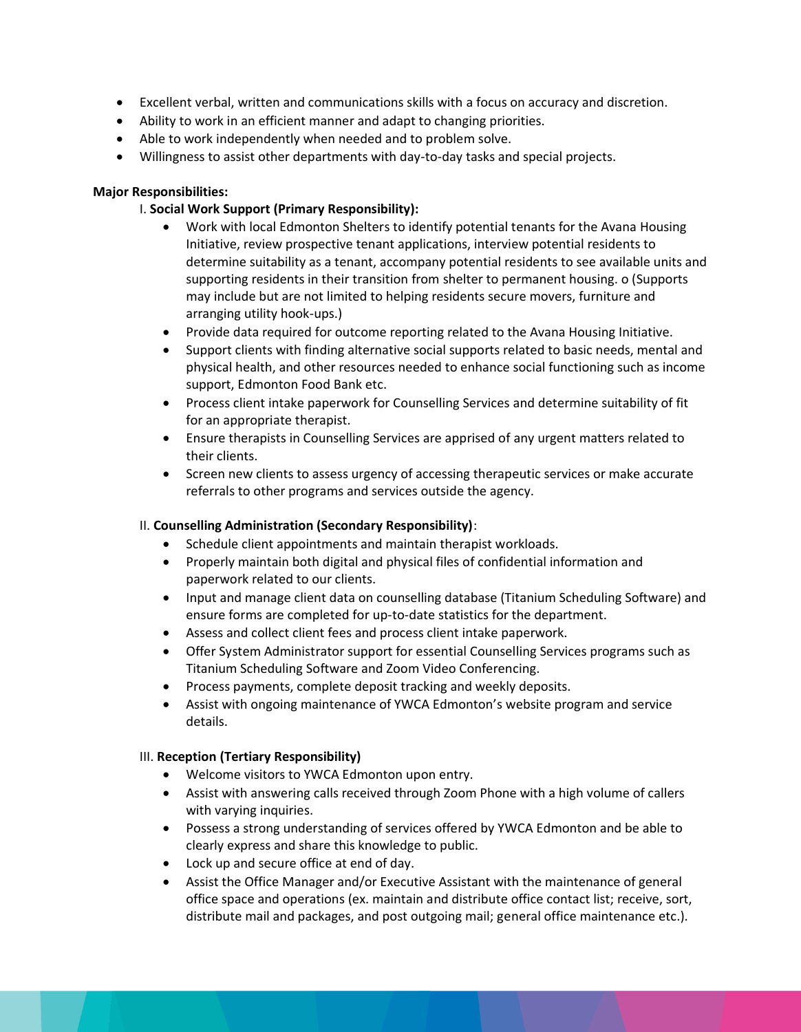- Excellent verbal, written and communications skills with a focus on accuracy and discretion.
- Ability to work in an efficient manner and adapt to changing priorities.
- Able to work independently when needed and to problem solve.
- Willingness to assist other departments with day-to-day tasks and special projects.

**Major Responsibilities:**

I. **Social Work Support (Primary Responsibility):**

- Work with local Edmonton Shelters to identify potential tenants for the Avana Housing Initiative, review prospective tenant applications, interview potential residents to determine suitability as a tenant, accompany potential residents to see available units and supporting residents in their transition from shelter to permanent housing. o (Supports may include but are not limited to helping residents secure movers, furniture and arranging utility hook-ups.)
- Provide data required for outcome reporting related to the Avana Housing Initiative.
- Support clients with finding alternative social supports related to basic needs, mental and physical health, and other resources needed to enhance social functioning such as income support, Edmonton Food Bank etc.
- Process client intake paperwork for Counselling Services and determine suitability of fit for an appropriate therapist.
- Ensure therapists in Counselling Services are apprised of any urgent matters related to their clients.
- Screen new clients to assess urgency of accessing therapeutic services or make accurate referrals to other programs and services outside the agency.

II. **Counselling Administration (Secondary Responsibility)**:

- Schedule client appointments and maintain therapist workloads.
- Properly maintain both digital and physical files of confidential information and paperwork related to our clients.
- Input and manage client data on counselling database (Titanium Scheduling Software) and ensure forms are completed for up-to-date statistics for the department.
- Assess and collect client fees and process client intake paperwork.
- Offer System Administrator support for essential Counselling Services programs such as Titanium Scheduling Software and Zoom Video Conferencing.
- Process payments, complete deposit tracking and weekly deposits.
- Assist with ongoing maintenance of YWCA Edmonton's website program and service details.

III. **Reception (Tertiary Responsibility)**

- Welcome visitors to YWCA Edmonton upon entry.
- Assist with answering calls received through Zoom Phone with a high volume of callers with varying inquiries.
- Possess a strong understanding of services offered by YWCA Edmonton and be able to clearly express and share this knowledge to public.
- Lock up and secure office at end of day.
- Assist the Office Manager and/or Executive Assistant with the maintenance of general office space and operations (ex. maintain and distribute office contact list; receive, sort, distribute mail and packages, and post outgoing mail; general office maintenance etc.).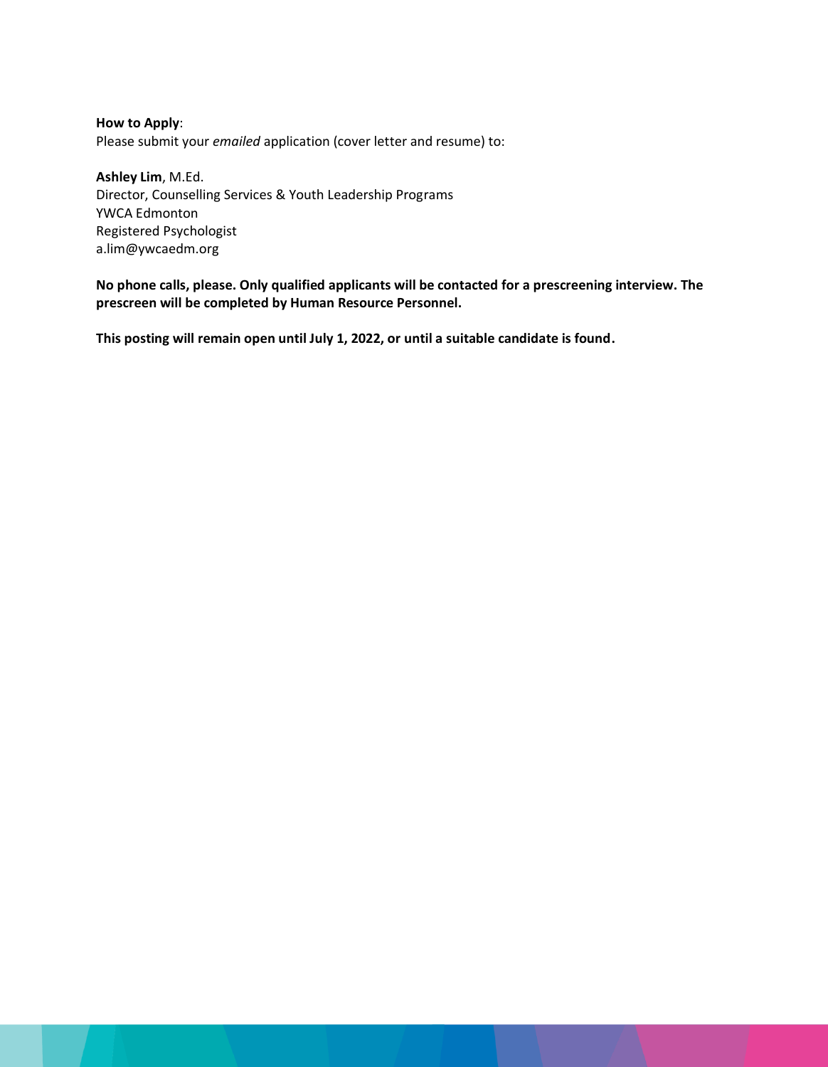**How to Apply**:
Please submit your *emailed* application (cover letter and resume) to:

**Ashley Lim**, M.Ed.
Director, Counselling Services & Youth Leadership Programs
YWCA Edmonton
Registered Psychologist
a.lim@ywcaedm.org

**No phone calls, please. Only qualified applicants will be contacted for a prescreening interview. The prescreen will be completed by Human Resource Personnel.**

**This posting will remain open until July 1, 2022, or until a suitable candidate is found.**